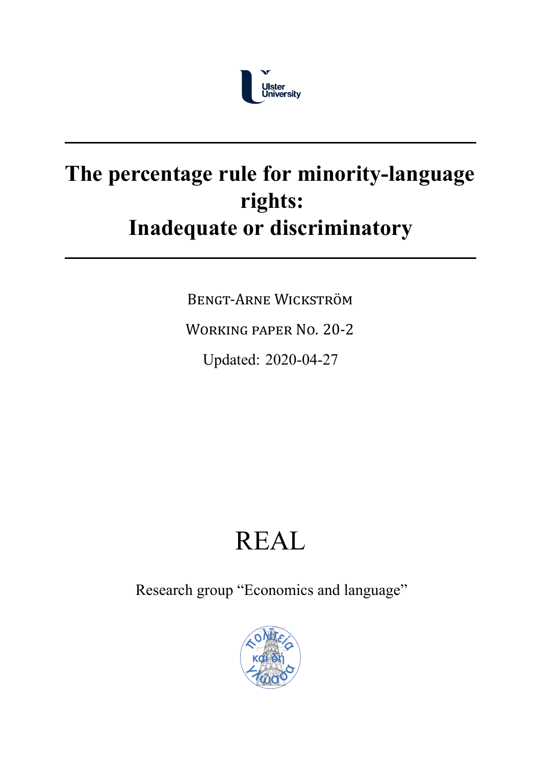Ulster University

# The percentage rule for minority-language rights: Inadequate or discriminatory

Bengt-Arne Wickström

Working paper No. 20-2

Updated: 2020-04-27

REAL

Research group "Economics and language"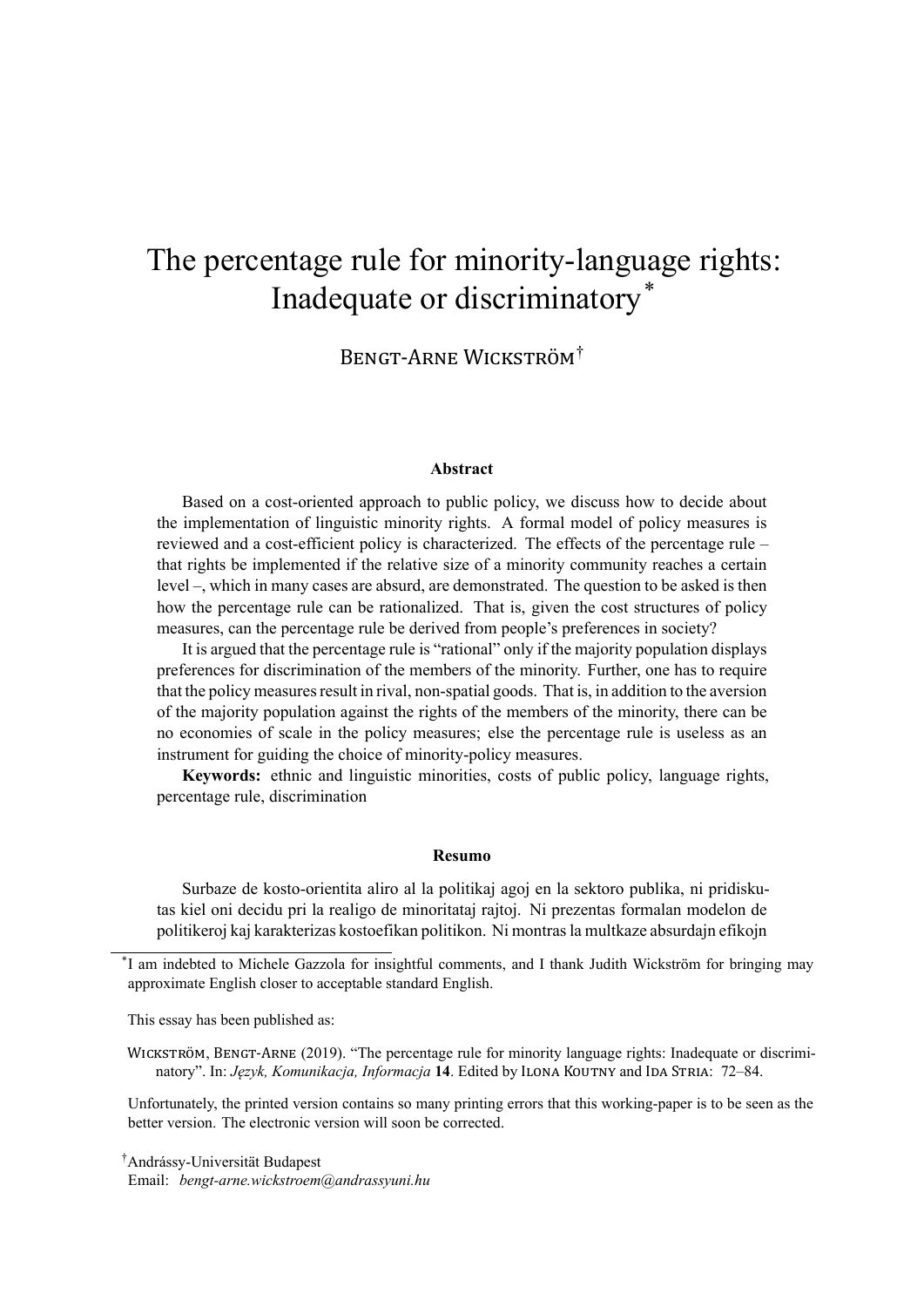# The percentage rule for minority-language rights: Inadequate or discriminatory*

Bengt-Arne Wickström†

**Abstract**

Based on a cost-oriented approach to public policy, we discuss how to decide about the implementation of linguistic minority rights. A formal model of policy measures is reviewed and a cost-efficient policy is characterized. The effects of the percentage rule – that rights be implemented if the relative size of a minority community reaches a certain level –, which in many cases are absurd, are demonstrated. The question to be asked is then how the percentage rule can be rationalized. That is, given the cost structures of policy measures, can the percentage rule be derived from people's preferences in society?

It is argued that the percentage rule is "rational" only if the majority population displays preferences for discrimination of the members of the minority. Further, one has to require that the policy measures result in rival, non-spatial goods. That is, in addition to the aversion of the majority population against the rights of the members of the minority, there can be no economies of scale in the policy measures; else the percentage rule is useless as an instrument for guiding the choice of minority-policy measures.

**Keywords:** ethnic and linguistic minorities, costs of public policy, language rights, percentage rule, discrimination

**Resumo**

Surbaze de kosto-orientita aliro al la politikaj agoj en la sektoro publika, ni pridiskutas kiel oni decidu pri la realigo de minoritataj rajtoj. Ni prezentas formalan modelon de politikeroj kaj karakterizas kostoefikan politikon. Ni montras la multkaze absurdajn efikojn

---

*I am indebted to Michele Gazzola for insightful comments, and I thank Judith Wickström for bringing may approximate English closer to acceptable standard English.

This essay has been published as:

Wickström, Bengt-Arne (2019). "The percentage rule for minority language rights: Inadequate or discriminatory". In: *Język, Komunikacja, Informacja* **14**. Edited by Ilona Koutny and Ida Stria: 72–84.

Unfortunately, the printed version contains so many printing errors that this working-paper is to be seen as the better version. The electronic version will soon be corrected.

†Andrássy-Universität Budapest
Email: *bengt-arne.wickstroem@andrassyuni.hu*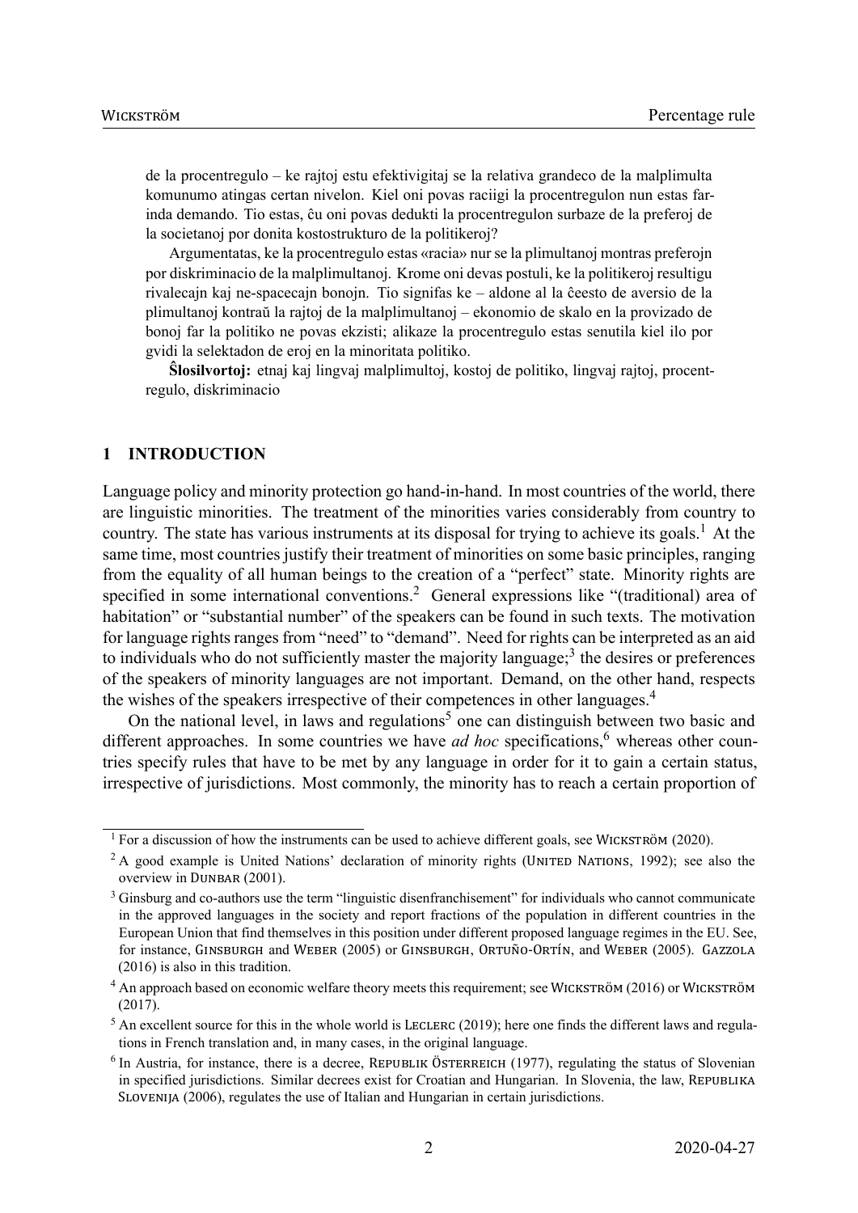de la procentregulo – ke rajtoj estu efektivigitaj se la relativa grandeco de la malplimulta komunumo atingas certan nivelon. Kiel oni povas raciigi la procentregulon nun estas farinda demando. Tio estas, ĉu oni povas dedukti la procentregulon surbaze de la preferoj de la societanoj por donita kostostrukturo de la politikeroj?

Argumentatas, ke la procentregulo estas «racia» nur se la plimultanoj montras preferojn por diskriminacio de la malplimultanoj. Krome oni devas postuli, ke la politikeroj resultigu rivalecajn kaj ne-spacecajn bonojn. Tio signifas ke – aldone al la ĉeesto de aversio de la plimultanoj kontraŭ la rajtoj de la malplimultanoj – ekonomio de skalo en la provizado de bonoj far la politiko ne povas ekzisti; alikaze la procentregulo estas senutila kiel ilo por gvidi la selektadon de eroj en la minoritata politiko.

**Ŝlosilvortoj:** etnaj kaj lingvaj malplimultoj, kostoj de politiko, lingvaj rajtoj, procentregulo, diskriminacio

## 1 INTRODUCTION

Language policy and minority protection go hand-in-hand. In most countries of the world, there are linguistic minorities. The treatment of the minorities varies considerably from country to country. The state has various instruments at its disposal for trying to achieve its goals.[1] At the same time, most countries justify their treatment of minorities on some basic principles, ranging from the equality of all human beings to the creation of a "perfect" state. Minority rights are specified in some international conventions.[2] General expressions like "(traditional) area of habitation" or "substantial number" of the speakers can be found in such texts. The motivation for language rights ranges from "need" to "demand". Need for rights can be interpreted as an aid to individuals who do not sufficiently master the majority language;[3] the desires or preferences of the speakers of minority languages are not important. Demand, on the other hand, respects the wishes of the speakers irrespective of their competences in other languages.[4]

On the national level, in laws and regulations[5] one can distinguish between two basic and different approaches. In some countries we have *ad hoc* specifications,[6] whereas other countries specify rules that have to be met by any language in order for it to gain a certain status, irrespective of jurisdictions. Most commonly, the minority has to reach a certain proportion of

---

[1] For a discussion of how the instruments can be used to achieve different goals, see Wickström (2020).

[2] A good example is United Nations' declaration of minority rights (United Nations, 1992); see also the overview in Dunbar (2001).

[3] Ginsburg and co-authors use the term "linguistic disenfranchisement" for individuals who cannot communicate in the approved languages in the society and report fractions of the population in different countries in the European Union that find themselves in this position under different proposed language regimes in the EU. See, for instance, Ginsburgh and Weber (2005) or Ginsburgh, Ortuño-Ortín, and Weber (2005). Gazzola (2016) is also in this tradition.

[4] An approach based on economic welfare theory meets this requirement; see Wickström (2016) or Wickström (2017).

[5] An excellent source for this in the whole world is Leclerc (2019); here one finds the different laws and regulations in French translation and, in many cases, in the original language.

[6] In Austria, for instance, there is a decree, Republik Österreich (1977), regulating the status of Slovenian in specified jurisdictions. Similar decrees exist for Croatian and Hungarian. In Slovenia, the law, Republika Slovenija (2006), regulates the use of Italian and Hungarian in certain jurisdictions.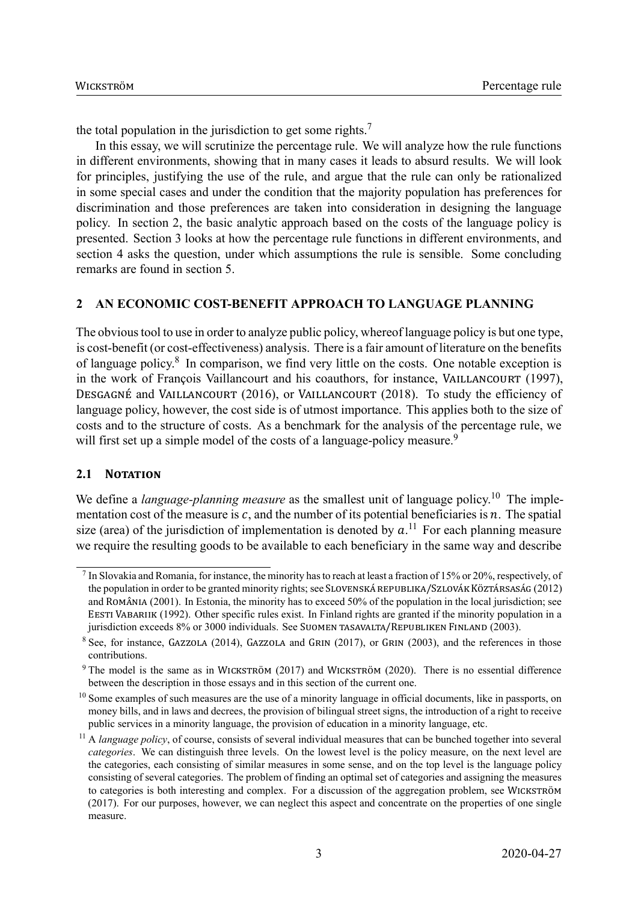the total population in the jurisdiction to get some rights.[7]

In this essay, we will scrutinize the percentage rule. We will analyze how the rule functions in different environments, showing that in many cases it leads to absurd results. We will look for principles, justifying the use of the rule, and argue that the rule can only be rationalized in some special cases and under the condition that the majority population has preferences for discrimination and those preferences are taken into consideration in designing the language policy. In section 2, the basic analytic approach based on the costs of the language policy is presented. Section 3 looks at how the percentage rule functions in different environments, and section 4 asks the question, under which assumptions the rule is sensible. Some concluding remarks are found in section 5.

## 2 AN ECONOMIC COST-BENEFIT APPROACH TO LANGUAGE PLANNING

The obvious tool to use in order to analyze public policy, whereof language policy is but one type, is cost-benefit (or cost-effectiveness) analysis. There is a fair amount of literature on the benefits of language policy.[8] In comparison, we find very little on the costs. One notable exception is in the work of François Vaillancourt and his coauthors, for instance, Vaillancourt (1997), Desgagné and Vaillancourt (2016), or Vaillancourt (2018). To study the efficiency of language policy, however, the cost side is of utmost importance. This applies both to the size of costs and to the structure of costs. As a benchmark for the analysis of the percentage rule, we will first set up a simple model of the costs of a language-policy measure.[9]

### 2.1 Notation

We define a *language-planning measure* as the smallest unit of language policy.[10] The implementation cost of the measure is $c$, and the number of its potential beneficiaries is $n$. The spatial size (area) of the jurisdiction of implementation is denoted by $a$.[11] For each planning measure we require the resulting goods to be available to each beneficiary in the same way and describe

---

[7] In Slovakia and Romania, for instance, the minority has to reach at least a fraction of 15% or 20%, respectively, of the population in order to be granted minority rights; see Slovenská republika/Szlovák Köztársaság (2012) and România (2001). In Estonia, the minority has to exceed 50% of the population in the local jurisdiction; see Eesti Vabariik (1992). Other specific rules exist. In Finland rights are granted if the minority population in a jurisdiction exceeds 8% or 3000 individuals. See Suomen tasavalta/Republiken Finland (2003).

[8] See, for instance, Gazzola (2014), Gazzola and Grin (2017), or Grin (2003), and the references in those contributions.

[9] The model is the same as in Wickström (2017) and Wickström (2020). There is no essential difference between the description in those essays and in this section of the current one.

[10] Some examples of such measures are the use of a minority language in official documents, like in passports, on money bills, and in laws and decrees, the provision of bilingual street signs, the introduction of a right to receive public services in a minority language, the provision of education in a minority language, etc.

[11] A *language policy*, of course, consists of several individual measures that can be bunched together into several *categories*. We can distinguish three levels. On the lowest level is the policy measure, on the next level are the categories, each consisting of similar measures in some sense, and on the top level is the language policy consisting of several categories. The problem of finding an optimal set of categories and assigning the measures to categories is both interesting and complex. For a discussion of the aggregation problem, see Wickström (2017). For our purposes, however, we can neglect this aspect and concentrate on the properties of one single measure.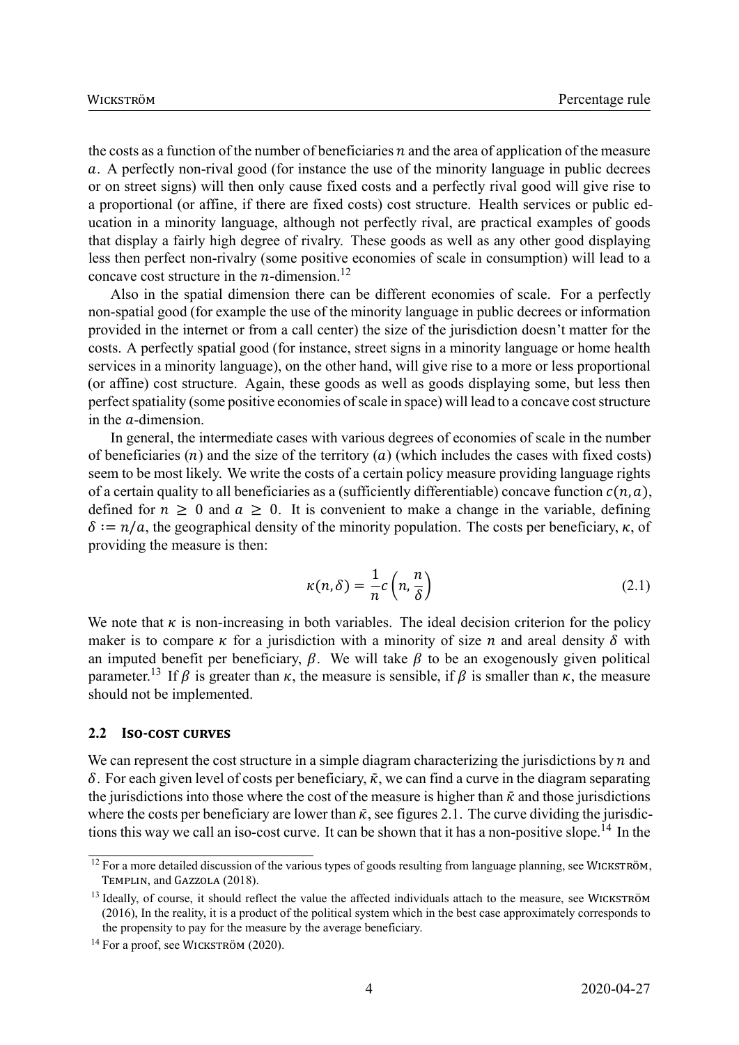the costs as a function of the number of beneficiaries $n$ and the area of application of the measure $a$. A perfectly non-rival good (for instance the use of the minority language in public decrees or on street signs) will then only cause fixed costs and a perfectly rival good will give rise to a proportional (or affine, if there are fixed costs) cost structure. Health services or public education in a minority language, although not perfectly rival, are practical examples of goods that display a fairly high degree of rivalry. These goods as well as any other good displaying less then perfect non-rivalry (some positive economies of scale in consumption) will lead to a concave cost structure in the $n$-dimension.[12]

Also in the spatial dimension there can be different economies of scale. For a perfectly non-spatial good (for example the use of the minority language in public decrees or information provided in the internet or from a call center) the size of the jurisdiction doesn't matter for the costs. A perfectly spatial good (for instance, street signs in a minority language or home health services in a minority language), on the other hand, will give rise to a more or less proportional (or affine) cost structure. Again, these goods as well as goods displaying some, but less then perfect spatiality (some positive economies of scale in space) will lead to a concave cost structure in the $a$-dimension.

In general, the intermediate cases with various degrees of economies of scale in the number of beneficiaries ($n$) and the size of the territory ($a$) (which includes the cases with fixed costs) seem to be most likely. We write the costs of a certain policy measure providing language rights of a certain quality to all beneficiaries as a (sufficiently differentiable) concave function $c(n, a)$, defined for $n \geq 0$ and $a \geq 0$. It is convenient to make a change in the variable, defining $\delta := n/a$, the geographical density of the minority population. The costs per beneficiary, $\kappa$, of providing the measure is then:

$$\kappa(n, \delta) = \frac{1}{n} c\left(n, \frac{n}{\delta}\right) \tag{2.1}$$

We note that $\kappa$ is non-increasing in both variables. The ideal decision criterion for the policy maker is to compare $\kappa$ for a jurisdiction with a minority of size $n$ and areal density $\delta$ with an imputed benefit per beneficiary, $\beta$. We will take $\beta$ to be an exogenously given political parameter.[13] If $\beta$ is greater than $\kappa$, the measure is sensible, if $\beta$ is smaller than $\kappa$, the measure should not be implemented.

## 2.2 Iso-cost curves

We can represent the cost structure in a simple diagram characterizing the jurisdictions by $n$ and $\delta$. For each given level of costs per beneficiary, $\bar{\kappa}$, we can find a curve in the diagram separating the jurisdictions into those where the cost of the measure is higher than $\bar{\kappa}$ and those jurisdictions where the costs per beneficiary are lower than $\bar{\kappa}$, see figures 2.1. The curve dividing the jurisdictions this way we call an iso-cost curve. It can be shown that it has a non-positive slope.[14] In the

---

[12] For a more detailed discussion of the various types of goods resulting from language planning, see Wickström, Templin, and Gazzola (2018).

[13] Ideally, of course, it should reflect the value the affected individuals attach to the measure, see Wickström (2016), In the reality, it is a product of the political system which in the best case approximately corresponds to the propensity to pay for the measure by the average beneficiary.

[14] For a proof, see Wickström (2020).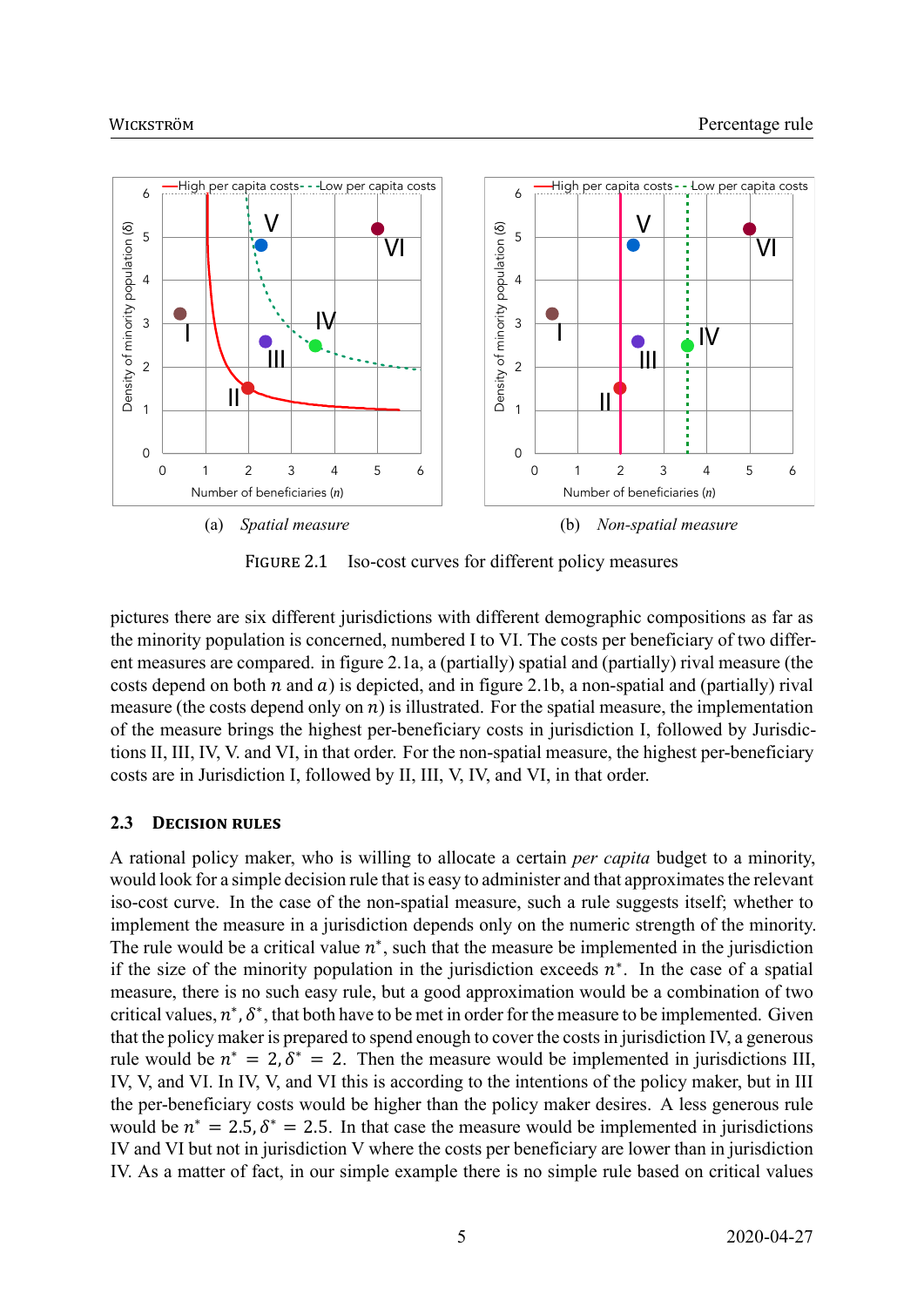(a) *Spatial measure*

(b) *Non-spatial measure*

FIGURE 2.1 Iso-cost curves for different policy measures

pictures there are six different jurisdictions with different demographic compositions as far as the minority population is concerned, numbered I to VI. The costs per beneficiary of two different measures are compared. in figure 2.1a, a (partially) spatial and (partially) rival measure (the costs depend on both $n$ and $a$) is depicted, and in figure 2.1b, a non-spatial and (partially) rival measure (the costs depend only on $n$) is illustrated. For the spatial measure, the implementation of the measure brings the highest per-beneficiary costs in jurisdiction I, followed by Jurisdictions II, III, IV, V. and VI, in that order. For the non-spatial measure, the highest per-beneficiary costs are in Jurisdiction I, followed by II, III, V, IV, and VI, in that order.

### 2.3 DECISION RULES

A rational policy maker, who is willing to allocate a certain *per capita* budget to a minority, would look for a simple decision rule that is easy to administer and that approximates the relevant iso-cost curve. In the case of the non-spatial measure, such a rule suggests itself; whether to implement the measure in a jurisdiction depends only on the numeric strength of the minority. The rule would be a critical value $n^*$, such that the measure be implemented in the jurisdiction if the size of the minority population in the jurisdiction exceeds $n^*$. In the case of a spatial measure, there is no such easy rule, but a good approximation would be a combination of two critical values, $n^*, \delta^*$, that both have to be met in order for the measure to be implemented. Given that the policy maker is prepared to spend enough to cover the costs in jurisdiction IV, a generous rule would be $n^* = 2, \delta^* = 2$. Then the measure would be implemented in jurisdictions III, IV, V, and VI. In IV, V, and VI this is according to the intentions of the policy maker, but in III the per-beneficiary costs would be higher than the policy maker desires. A less generous rule would be $n^* = 2.5, \delta^* = 2.5$. In that case the measure would be implemented in jurisdictions IV and VI but not in jurisdiction V where the costs per beneficiary are lower than in jurisdiction IV. As a matter of fact, in our simple example there is no simple rule based on critical values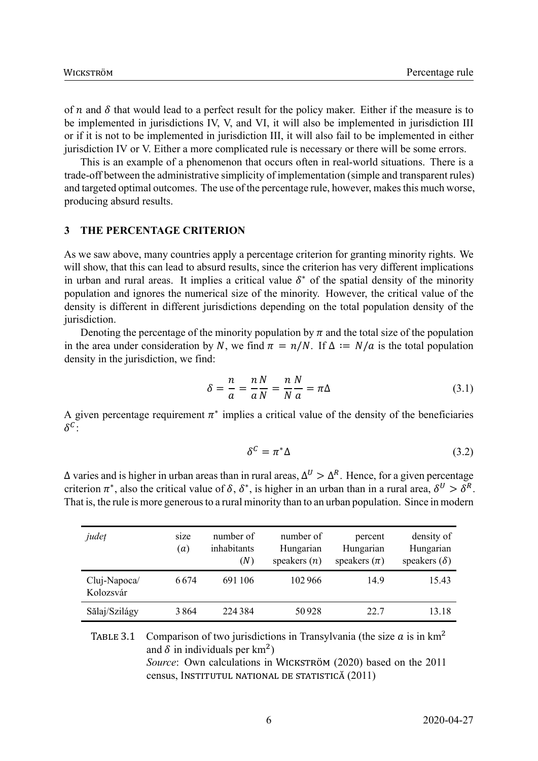of $n$ and $\delta$ that would lead to a perfect result for the policy maker. Either if the measure is to be implemented in jurisdictions IV, V, and VI, it will also be implemented in jurisdiction III or if it is not to be implemented in jurisdiction III, it will also fail to be implemented in either jurisdiction IV or V. Either a more complicated rule is necessary or there will be some errors.

This is an example of a phenomenon that occurs often in real-world situations. There is a trade-off between the administrative simplicity of implementation (simple and transparent rules) and targeted optimal outcomes. The use of the percentage rule, however, makes this much worse, producing absurd results.

## 3 THE PERCENTAGE CRITERION

As we saw above, many countries apply a percentage criterion for granting minority rights. We will show, that this can lead to absurd results, since the criterion has very different implications in urban and rural areas. It implies a critical value $\delta^*$ of the spatial density of the minority population and ignores the numerical size of the minority. However, the critical value of the density is different in different jurisdictions depending on the total population density of the jurisdiction.

Denoting the percentage of the minority population by $\pi$ and the total size of the population in the area under consideration by $N$, we find $\pi = n/N$. If $\Delta := N/a$ is the total population density in the jurisdiction, we find:

$$\delta = \frac{n}{a} = \frac{n}{a}\frac{N}{N} = \frac{n}{N}\frac{N}{a} = \pi\Delta \tag{3.1}$$

A given percentage requirement $\pi^*$ implies a critical value of the density of the beneficiaries $\delta^C$:

$$\delta^C = \pi^*\Delta \tag{3.2}$$

$\Delta$ varies and is higher in urban areas than in rural areas, $\Delta^U > \Delta^R$. Hence, for a given percentage criterion $\pi^*$, also the critical value of $\delta$, $\delta^*$, is higher in an urban than in a rural area, $\delta^U > \delta^R$. That is, the rule is more generous to a rural minority than to an urban population. Since in modern

| *județ* | size ($a$) | number of inhabitants ($N$) | number of Hungarian speakers ($n$) | percent Hungarian speakers ($\pi$) | density of Hungarian speakers ($\delta$) |
|---|---|---|---|---|---|
| Cluj-Napoca/ Kolozsvár | 6 674 | 691 106 | 102 966 | 14.9 | 15.43 |
| Sălaj/Szilágy | 3 864 | 224 384 | 50 928 | 22.7 | 13.18 |

TABLE 3.1 Comparison of two jurisdictions in Transylvania (the size $a$ is in km$^2$ and $\delta$ in individuals per km$^2$)
*Source*: Own calculations in WICKSTRÖM (2020) based on the 2011 census, INSTITUTUL NATIONAL DE STATISTICĂ (2011)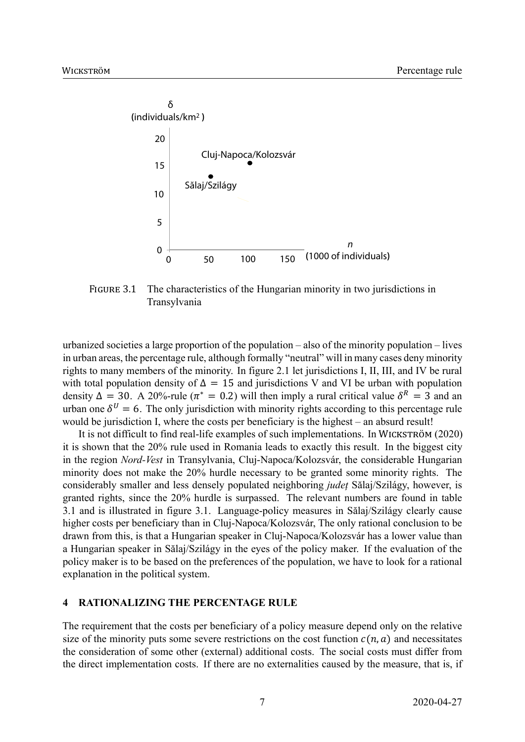Figure 3.1 The characteristics of the Hungarian minority in two jurisdictions in Transylvania

urbanized societies a large proportion of the population – also of the minority population – lives in urban areas, the percentage rule, although formally "neutral" will in many cases deny minority rights to many members of the minority. In figure 2.1 let jurisdictions I, II, III, and IV be rural with total population density of $\Delta = 15$ and jurisdictions V and VI be urban with population density $\Delta = 30$. A 20%-rule ($\pi^* = 0.2$) will then imply a rural critical value $\delta^R = 3$ and an urban one $\delta^U = 6$. The only jurisdiction with minority rights according to this percentage rule would be jurisdiction I, where the costs per beneficiary is the highest – an absurd result!

It is not difficult to find real-life examples of such implementations. In Wickström (2020) it is shown that the 20% rule used in Romania leads to exactly this result. In the biggest city in the region *Nord-Vest* in Transylvania, Cluj-Napoca/Kolozsvár, the considerable Hungarian minority does not make the 20% hurdle necessary to be granted some minority rights. The considerably smaller and less densely populated neighboring *județ* Sălaj/Szilágy, however, is granted rights, since the 20% hurdle is surpassed. The relevant numbers are found in table 3.1 and is illustrated in figure 3.1. Language-policy measures in Sălaj/Szilágy clearly cause higher costs per beneficiary than in Cluj-Napoca/Kolozsvár, The only rational conclusion to be drawn from this, is that a Hungarian speaker in Cluj-Napoca/Kolozsvár has a lower value than a Hungarian speaker in Sălaj/Szilágy in the eyes of the policy maker. If the evaluation of the policy maker is to be based on the preferences of the population, we have to look for a rational explanation in the political system.

## 4 RATIONALIZING THE PERCENTAGE RULE

The requirement that the costs per beneficiary of a policy measure depend only on the relative size of the minority puts some severe restrictions on the cost function $c(n, a)$ and necessitates the consideration of some other (external) additional costs. The social costs must differ from the direct implementation costs. If there are no externalities caused by the measure, that is, if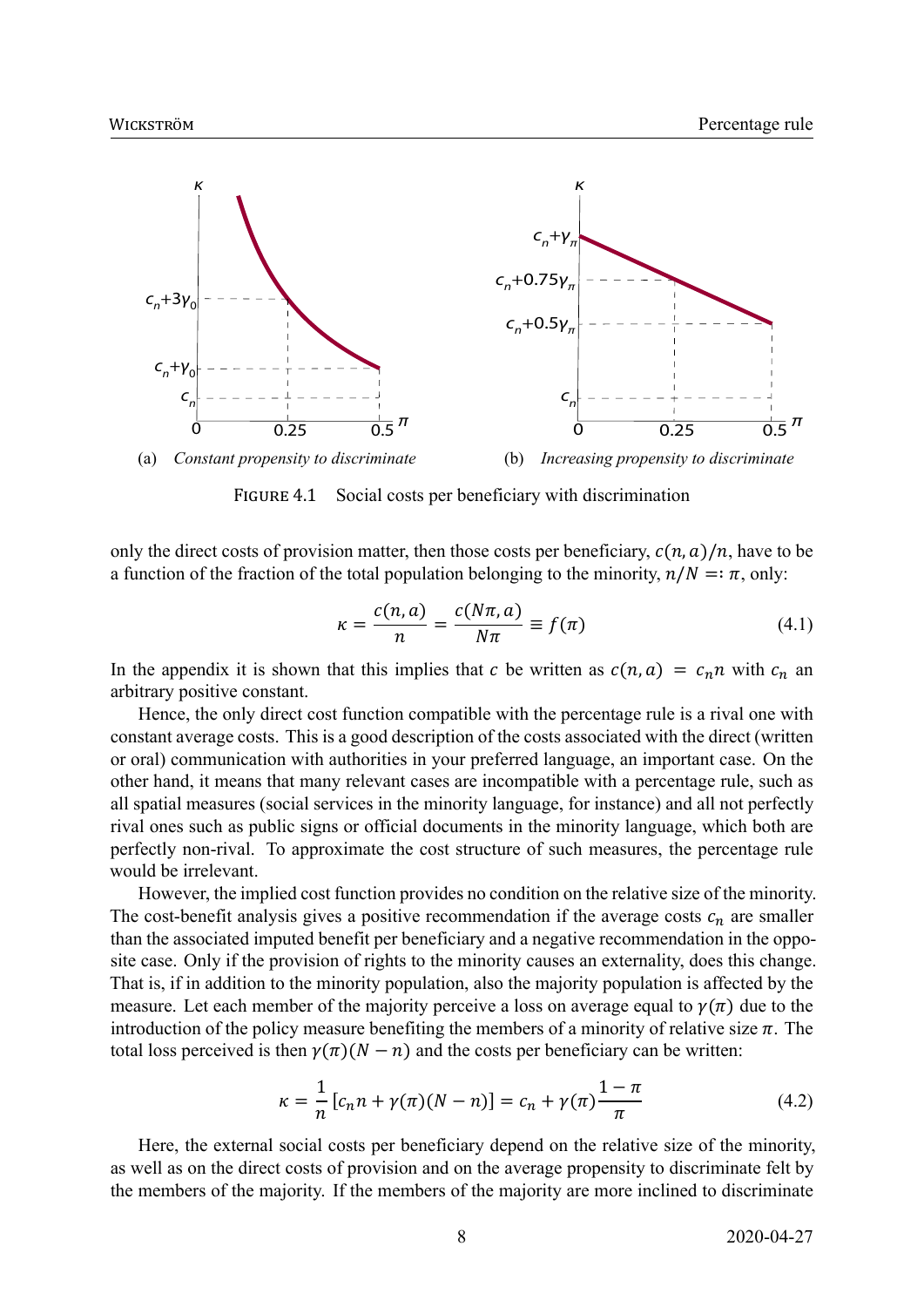(a) *Constant propensity to discriminate*

(b) *Increasing propensity to discriminate*

FIGURE 4.1 Social costs per beneficiary with discrimination

only the direct costs of provision matter, then those costs per beneficiary, $c(n, a)/n$, have to be a function of the fraction of the total population belonging to the minority, $n/N =: \pi$, only:

$$\kappa = \frac{c(n, a)}{n} = \frac{c(N\pi, a)}{N\pi} \equiv f(\pi) \tag{4.1}$$

In the appendix it is shown that this implies that $c$ be written as $c(n, a) = c_n n$ with $c_n$ an arbitrary positive constant.

Hence, the only direct cost function compatible with the percentage rule is a rival one with constant average costs. This is a good description of the costs associated with the direct (written or oral) communication with authorities in your preferred language, an important case. On the other hand, it means that many relevant cases are incompatible with a percentage rule, such as all spatial measures (social services in the minority language, for instance) and all not perfectly rival ones such as public signs or official documents in the minority language, which both are perfectly non-rival. To approximate the cost structure of such measures, the percentage rule would be irrelevant.

However, the implied cost function provides no condition on the relative size of the minority. The cost-benefit analysis gives a positive recommendation if the average costs $c_n$ are smaller than the associated imputed benefit per beneficiary and a negative recommendation in the opposite case. Only if the provision of rights to the minority causes an externality, does this change. That is, if in addition to the minority population, also the majority population is affected by the measure. Let each member of the majority perceive a loss on average equal to $\gamma(\pi)$ due to the introduction of the policy measure benefiting the members of a minority of relative size $\pi$. The total loss perceived is then $\gamma(\pi)(N - n)$ and the costs per beneficiary can be written:

$$\kappa = \frac{1}{n}\left[c_n n + \gamma(\pi)(N - n)\right] = c_n + \gamma(\pi)\frac{1 - \pi}{\pi} \tag{4.2}$$

Here, the external social costs per beneficiary depend on the relative size of the minority, as well as on the direct costs of provision and on the average propensity to discriminate felt by the members of the majority. If the members of the majority are more inclined to discriminate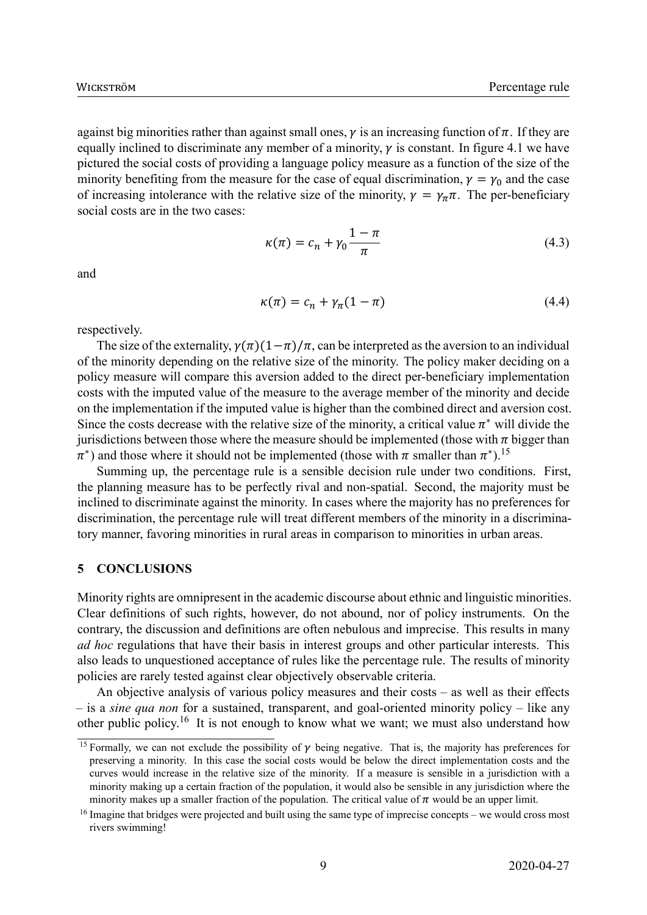against big minorities rather than against small ones, $\gamma$ is an increasing function of $\pi$. If they are equally inclined to discriminate any member of a minority, $\gamma$ is constant. In figure 4.1 we have pictured the social costs of providing a language policy measure as a function of the size of the minority benefiting from the measure for the case of equal discrimination, $\gamma = \gamma_0$ and the case of increasing intolerance with the relative size of the minority, $\gamma = \gamma_\pi \pi$. The per-beneficiary social costs are in the two cases:

$$\kappa(\pi) = c_n + \gamma_0 \frac{1-\pi}{\pi} \tag{4.3}$$

and

$$\kappa(\pi) = c_n + \gamma_\pi (1-\pi) \tag{4.4}$$

respectively.

The size of the externality, $\gamma(\pi)(1-\pi)/\pi$, can be interpreted as the aversion to an individual of the minority depending on the relative size of the minority. The policy maker deciding on a policy measure will compare this aversion added to the direct per-beneficiary implementation costs with the imputed value of the measure to the average member of the minority and decide on the implementation if the imputed value is higher than the combined direct and aversion cost. Since the costs decrease with the relative size of the minority, a critical value $\pi^*$ will divide the jurisdictions between those where the measure should be implemented (those with $\pi$ bigger than $\pi^*$) and those where it should not be implemented (those with $\pi$ smaller than $\pi^*$).[15]

Summing up, the percentage rule is a sensible decision rule under two conditions. First, the planning measure has to be perfectly rival and non-spatial. Second, the majority must be inclined to discriminate against the minority. In cases where the majority has no preferences for discrimination, the percentage rule will treat different members of the minority in a discriminatory manner, favoring minorities in rural areas in comparison to minorities in urban areas.

## 5 CONCLUSIONS

Minority rights are omnipresent in the academic discourse about ethnic and linguistic minorities. Clear definitions of such rights, however, do not abound, nor of policy instruments. On the contrary, the discussion and definitions are often nebulous and imprecise. This results in many *ad hoc* regulations that have their basis in interest groups and other particular interests. This also leads to unquestioned acceptance of rules like the percentage rule. The results of minority policies are rarely tested against clear objectively observable criteria.

An objective analysis of various policy measures and their costs – as well as their effects – is a *sine qua non* for a sustained, transparent, and goal-oriented minority policy – like any other public policy.[16] It is not enough to know what we want; we must also understand how

---

[15] Formally, we can not exclude the possibility of $\gamma$ being negative. That is, the majority has preferences for preserving a minority. In this case the social costs would be below the direct implementation costs and the curves would increase in the relative size of the minority. If a measure is sensible in a jurisdiction with a minority making up a certain fraction of the population, it would also be sensible in any jurisdiction where the minority makes up a smaller fraction of the population. The critical value of $\pi$ would be an upper limit.

[16] Imagine that bridges were projected and built using the same type of imprecise concepts – we would cross most rivers swimming!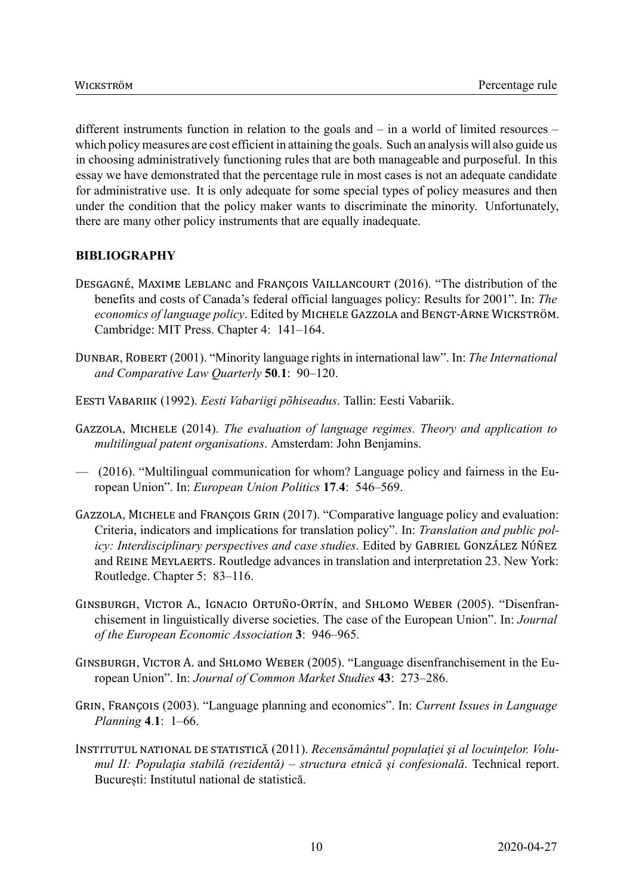different instruments function in relation to the goals and – in a world of limited resources – which policy measures are cost efficient in attaining the goals. Such an analysis will also guide us in choosing administratively functioning rules that are both manageable and purposeful. In this essay we have demonstrated that the percentage rule in most cases is not an adequate candidate for administrative use. It is only adequate for some special types of policy measures and then under the condition that the policy maker wants to discriminate the minority. Unfortunately, there are many other policy instruments that are equally inadequate.

## BIBLIOGRAPHY

Desgagné, Maxime Leblanc and François Vaillancourt (2016). "The distribution of the benefits and costs of Canada's federal official languages policy: Results for 2001". In: *The economics of language policy*. Edited by Michele Gazzola and Bengt-Arne Wickström. Cambridge: MIT Press. Chapter 4: 141–164.

Dunbar, Robert (2001). "Minority language rights in international law". In: *The International and Comparative Law Quarterly* **50**.**1**: 90–120.

Eesti Vabariik (1992). *Eesti Vabariigi põhiseadus*. Tallin: Eesti Vabariik.

Gazzola, Michele (2014). *The evaluation of language regimes. Theory and application to multilingual patent organisations*. Amsterdam: John Benjamins.

— (2016). "Multilingual communication for whom? Language policy and fairness in the European Union". In: *European Union Politics* **17**.**4**: 546–569.

Gazzola, Michele and François Grin (2017). "Comparative language policy and evaluation: Criteria, indicators and implications for translation policy". In: *Translation and public policy: Interdisciplinary perspectives and case studies*. Edited by Gabriel González Núñez and Reine Meylaerts. Routledge advances in translation and interpretation 23. New York: Routledge. Chapter 5: 83–116.

Ginsburgh, Victor A., Ignacio Ortuño-Ortín, and Shlomo Weber (2005). "Disenfranchisement in linguistically diverse societies. The case of the European Union". In: *Journal of the European Economic Association* **3**: 946–965.

Ginsburgh, Victor A. and Shlomo Weber (2005). "Language disenfranchisement in the European Union". In: *Journal of Common Market Studies* **43**: 273–286.

Grin, François (2003). "Language planning and economics". In: *Current Issues in Language Planning* **4**.**1**: 1–66.

Institutul national de statistică (2011). *Recensământul populaţiei şi al locuinţelor. Volumul II: Populaţia stabilă (rezidentă) – structura etnică şi confesională*. Technical report. București: Institutul national de statistică.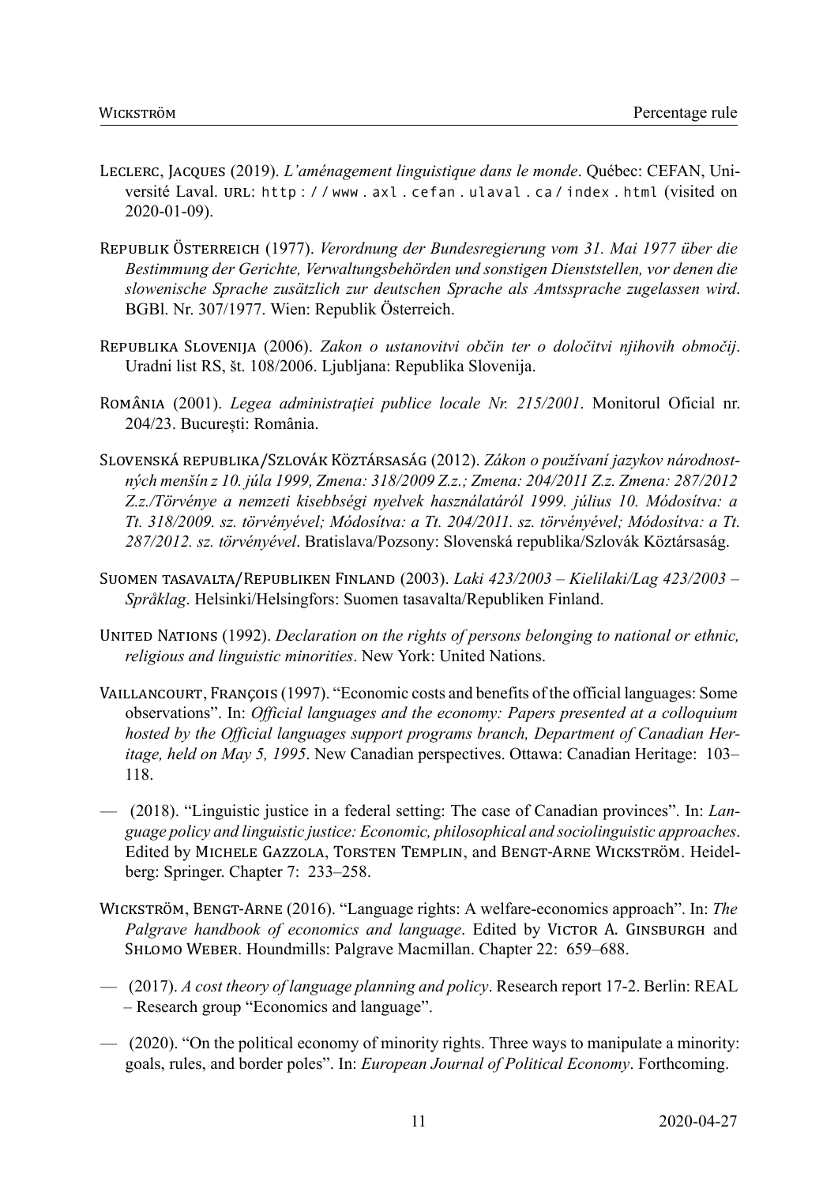Leclerc, Jacques (2019). *L'aménagement linguistique dans le monde*. Québec: CEFAN, Université Laval. URL: http://www.axl.cefan.ulaval.ca/index.html (visited on 2020-01-09).

Republik Österreich (1977). *Verordnung der Bundesregierung vom 31. Mai 1977 über die Bestimmung der Gerichte, Verwaltungsbehörden und sonstigen Dienststellen, vor denen die slowenische Sprache zusätzlich zur deutschen Sprache als Amtssprache zugelassen wird*. BGBl. Nr. 307/1977. Wien: Republik Österreich.

Republika Slovenija (2006). *Zakon o ustanovitvi občin ter o določitvi njihovih območij*. Uradni list RS, št. 108/2006. Ljubljana: Republika Slovenija.

România (2001). *Legea administraţiei publice locale Nr. 215/2001*. Monitorul Oficial nr. 204/23. Bucureşti: România.

Slovenská republika/Szlovák Köztársaság (2012). *Zákon o používaní jazykov národnostných menšín z 10. júla 1999, Zmena: 318/2009 Z.z.; Zmena: 204/2011 Z.z. Zmena: 287/2012 Z.z./Törvénye a nemzeti kisebbségi nyelvek használatáról 1999. július 10. Módosítva: a Tt. 318/2009. sz. törvényével; Módosítva: a Tt. 204/2011. sz. törvényével; Módosítva: a Tt. 287/2012. sz. törvényével*. Bratislava/Pozsony: Slovenská republika/Szlovák Köztársaság.

Suomen tasavalta/Republiken Finland (2003). *Laki 423/2003 – Kielilaki/Lag 423/2003 – Språklag*. Helsinki/Helsingfors: Suomen tasavalta/Republiken Finland.

United Nations (1992). *Declaration on the rights of persons belonging to national or ethnic, religious and linguistic minorities*. New York: United Nations.

Vaillancourt, François (1997). "Economic costs and benefits of the official languages: Some observations". In: *Official languages and the economy: Papers presented at a colloquium hosted by the Official languages support programs branch, Department of Canadian Heritage, held on May 5, 1995*. New Canadian perspectives. Ottawa: Canadian Heritage: 103–118.

— (2018). "Linguistic justice in a federal setting: The case of Canadian provinces". In: *Language policy and linguistic justice: Economic, philosophical and sociolinguistic approaches*. Edited by Michele Gazzola, Torsten Templin, and Bengt-Arne Wickström. Heidelberg: Springer. Chapter 7: 233–258.

Wickström, Bengt-Arne (2016). "Language rights: A welfare-economics approach". In: *The Palgrave handbook of economics and language*. Edited by Victor A. Ginsburgh and Shlomo Weber. Houndmills: Palgrave Macmillan. Chapter 22: 659–688.

— (2017). *A cost theory of language planning and policy*. Research report 17-2. Berlin: REAL – Research group "Economics and language".

— (2020). "On the political economy of minority rights. Three ways to manipulate a minority: goals, rules, and border poles". In: *European Journal of Political Economy*. Forthcoming.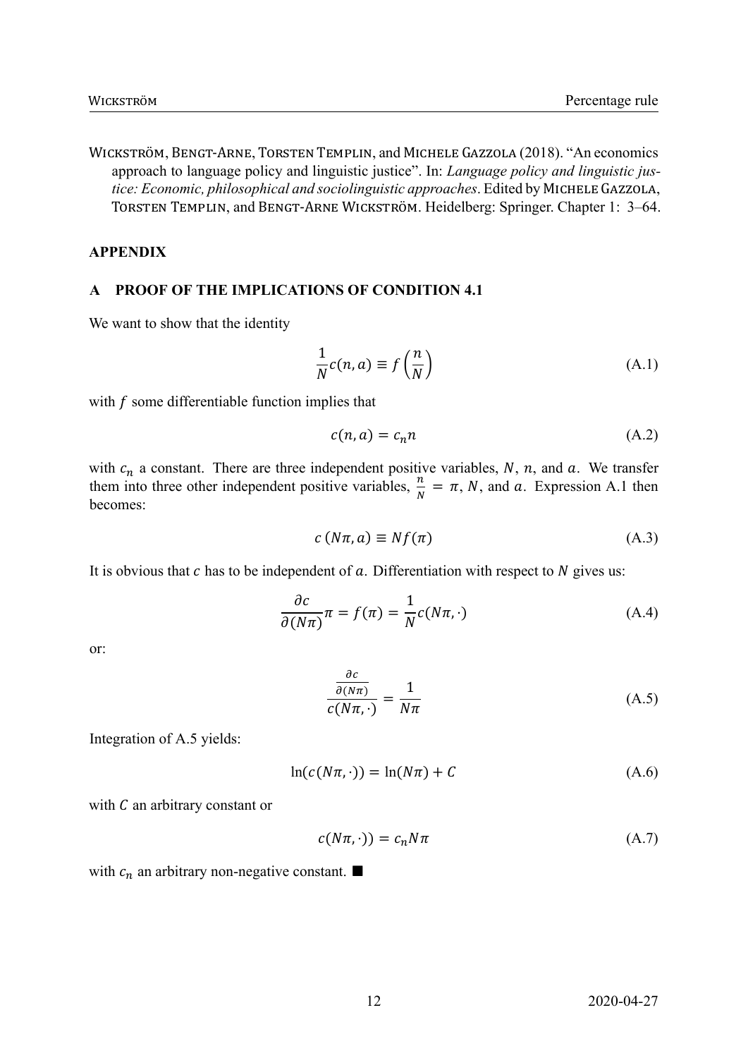Wickström, Bengt-Arne, Torsten Templin, and Michele Gazzola (2018). "An economics approach to language policy and linguistic justice". In: *Language policy and linguistic justice: Economic, philosophical and sociolinguistic approaches*. Edited by Michele Gazzola, Torsten Templin, and Bengt-Arne Wickström. Heidelberg: Springer. Chapter 1: 3–64.

## APPENDIX

### A PROOF OF THE IMPLICATIONS OF CONDITION 4.1

We want to show that the identity

$$\frac{1}{N}c(n,a) \equiv f\left(\frac{n}{N}\right) \tag{A.1}$$

with $f$ some differentiable function implies that

$$c(n,a) = c_n n \tag{A.2}$$

with $c_n$ a constant. There are three independent positive variables, $N$, $n$, and $a$. We transfer them into three other independent positive variables, $\frac{n}{N} = \pi$, $N$, and $a$. Expression A.1 then becomes:

$$c\left(N\pi, a\right) \equiv Nf(\pi) \tag{A.3}$$

It is obvious that $c$ has to be independent of $a$. Differentiation with respect to $N$ gives us:

$$\frac{\partial c}{\partial (N\pi)}\pi = f(\pi) = \frac{1}{N}c(N\pi,\cdot) \tag{A.4}$$

or:

$$\frac{\frac{\partial c}{\partial (N\pi)}}{c(N\pi,\cdot)} = \frac{1}{N\pi} \tag{A.5}$$

Integration of A.5 yields:

$$\ln(c(N\pi,\cdot)) = \ln(N\pi) + C \tag{A.6}$$

with $C$ an arbitrary constant or

$$c(N\pi,\cdot)) = c_n N\pi \tag{A.7}$$

with $c_n$ an arbitrary non-negative constant. ■